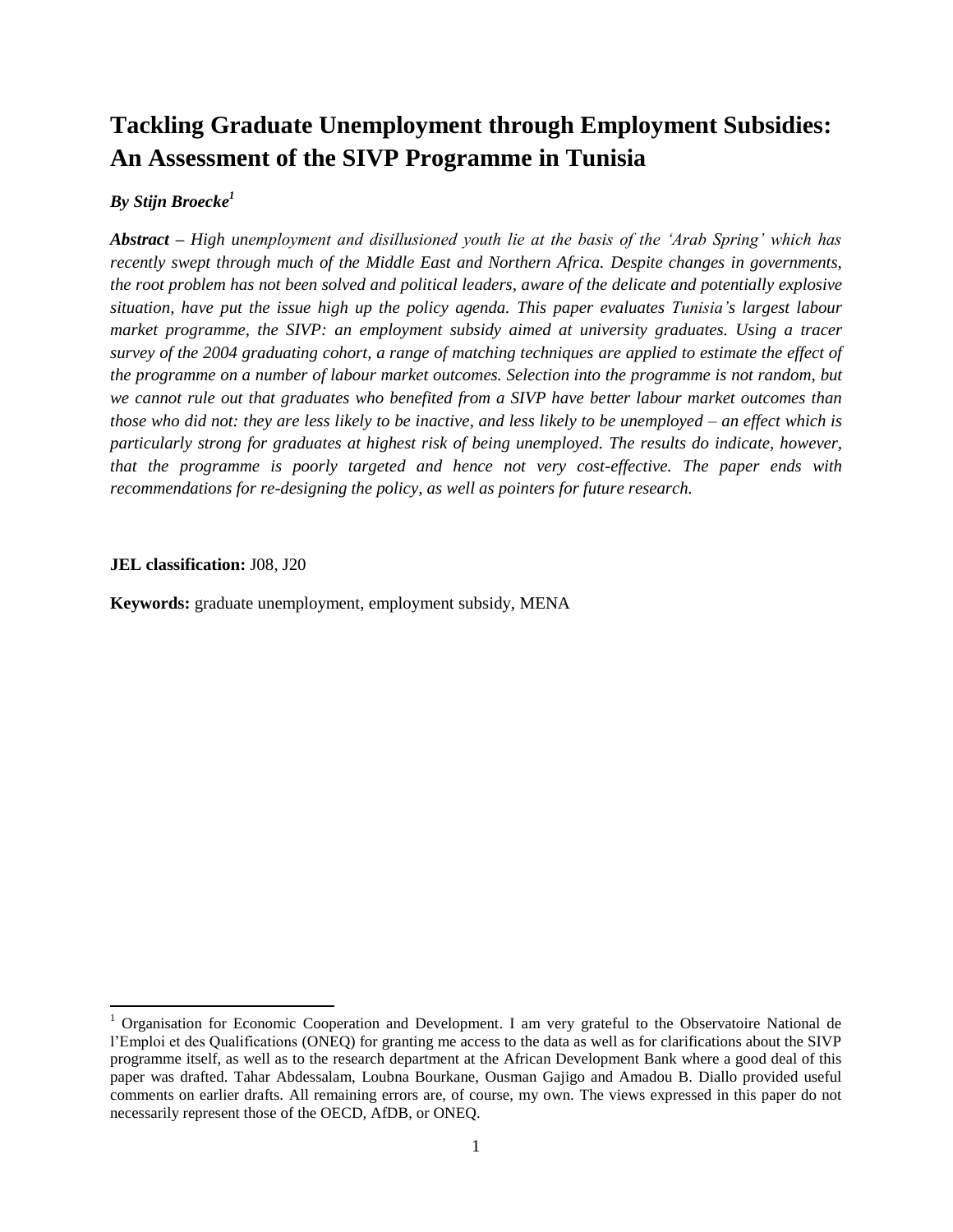# Tackling Graduate Unemployment through Employment Subsidies: An Assessment of the SIVP Programme in Tunisia

***By Stijn Broecke[1]***

***Abstract*** *– High unemployment and disillusioned youth lie at the basis of the 'Arab Spring' which has recently swept through much of the Middle East and Northern Africa. Despite changes in governments, the root problem has not been solved and political leaders, aware of the delicate and potentially explosive situation, have put the issue high up the policy agenda. This paper evaluates Tunisia's largest labour market programme, the SIVP: an employment subsidy aimed at university graduates. Using a tracer survey of the 2004 graduating cohort, a range of matching techniques are applied to estimate the effect of the programme on a number of labour market outcomes. Selection into the programme is not random, but we cannot rule out that graduates who benefited from a SIVP have better labour market outcomes than those who did not: they are less likely to be inactive, and less likely to be unemployed – an effect which is particularly strong for graduates at highest risk of being unemployed. The results do indicate, however, that the programme is poorly targeted and hence not very cost-effective. The paper ends with recommendations for re-designing the policy, as well as pointers for future research.*

**JEL classification:** J08, J20

**Keywords:** graduate unemployment, employment subsidy, MENA

---

[1] Organisation for Economic Cooperation and Development. I am very grateful to the Observatoire National de l'Emploi et des Qualifications (ONEQ) for granting me access to the data as well as for clarifications about the SIVP programme itself, as well as to the research department at the African Development Bank where a good deal of this paper was drafted. Tahar Abdessalam, Loubna Bourkane, Ousman Gajigo and Amadou B. Diallo provided useful comments on earlier drafts. All remaining errors are, of course, my own. The views expressed in this paper do not necessarily represent those of the OECD, AfDB, or ONEQ.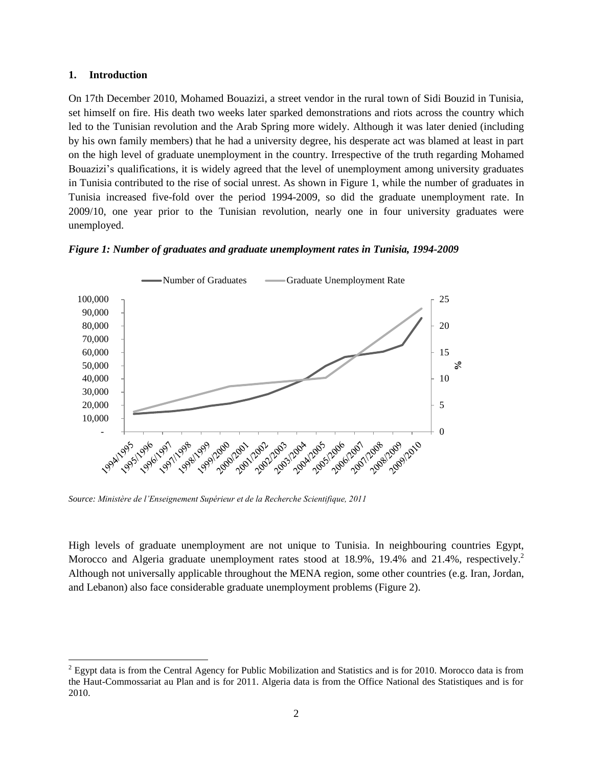## 1. Introduction

On 17th December 2010, Mohamed Bouazizi, a street vendor in the rural town of Sidi Bouzid in Tunisia, set himself on fire. His death two weeks later sparked demonstrations and riots across the country which led to the Tunisian revolution and the Arab Spring more widely. Although it was later denied (including by his own family members) that he had a university degree, his desperate act was blamed at least in part on the high level of graduate unemployment in the country. Irrespective of the truth regarding Mohamed Bouazizi's qualifications, it is widely agreed that the level of unemployment among university graduates in Tunisia contributed to the rise of social unrest. As shown in Figure 1, while the number of graduates in Tunisia increased five-fold over the period 1994-2009, so did the graduate unemployment rate. In 2009/10, one year prior to the Tunisian revolution, nearly one in four university graduates were unemployed.

***Figure 1: Number of graduates and graduate unemployment rates in Tunisia, 1994-2009***

*Source: Ministère de l'Enseignement Supérieur et de la Recherche Scientifique, 2011*

High levels of graduate unemployment are not unique to Tunisia. In neighbouring countries Egypt, Morocco and Algeria graduate unemployment rates stood at 18.9%, 19.4% and 21.4%, respectively.[2] Although not universally applicable throughout the MENA region, some other countries (e.g. Iran, Jordan, and Lebanon) also face considerable graduate unemployment problems (Figure 2).

[2] Egypt data is from the Central Agency for Public Mobilization and Statistics and is for 2010. Morocco data is from the Haut-Commossariat au Plan and is for 2011. Algeria data is from the Office National des Statistiques and is for 2010.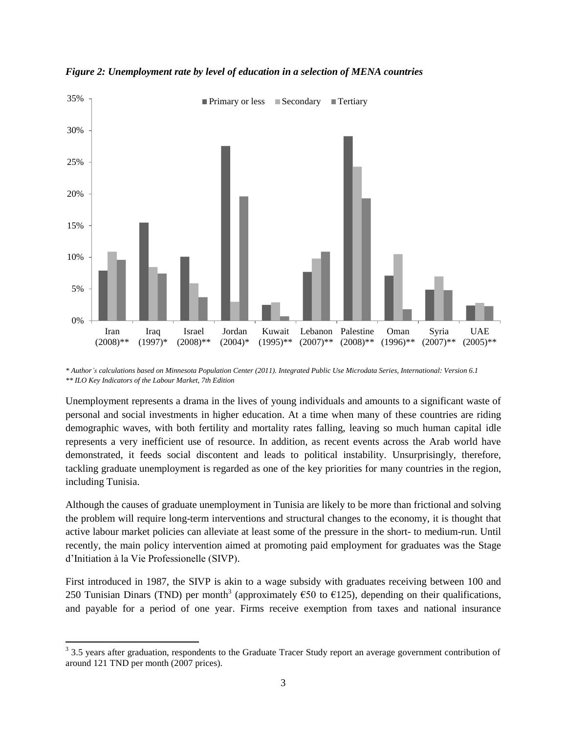*Figure 2: Unemployment rate by level of education in a selection of MENA countries*

\* *Author's calculations based on Minnesota Population Center (2011). Integrated Public Use Microdata Series, International: Version 6.1*
\*\* *ILO Key Indicators of the Labour Market, 7th Edition*

Unemployment represents a drama in the lives of young individuals and amounts to a significant waste of personal and social investments in higher education. At a time when many of these countries are riding demographic waves, with both fertility and mortality rates falling, leaving so much human capital idle represents a very inefficient use of resource. In addition, as recent events across the Arab world have demonstrated, it feeds social discontent and leads to political instability. Unsurprisingly, therefore, tackling graduate unemployment is regarded as one of the key priorities for many countries in the region, including Tunisia.

Although the causes of graduate unemployment in Tunisia are likely to be more than frictional and solving the problem will require long-term interventions and structural changes to the economy, it is thought that active labour market policies can alleviate at least some of the pressure in the short- to medium-run. Until recently, the main policy intervention aimed at promoting paid employment for graduates was the Stage d'Initiation à la Vie Professionelle (SIVP).

First introduced in 1987, the SIVP is akin to a wage subsidy with graduates receiving between 100 and 250 Tunisian Dinars (TND) per month[3] (approximately €50 to €125), depending on their qualifications, and payable for a period of one year. Firms receive exemption from taxes and national insurance

[3] 3.5 years after graduation, respondents to the Graduate Tracer Study report an average government contribution of around 121 TND per month (2007 prices).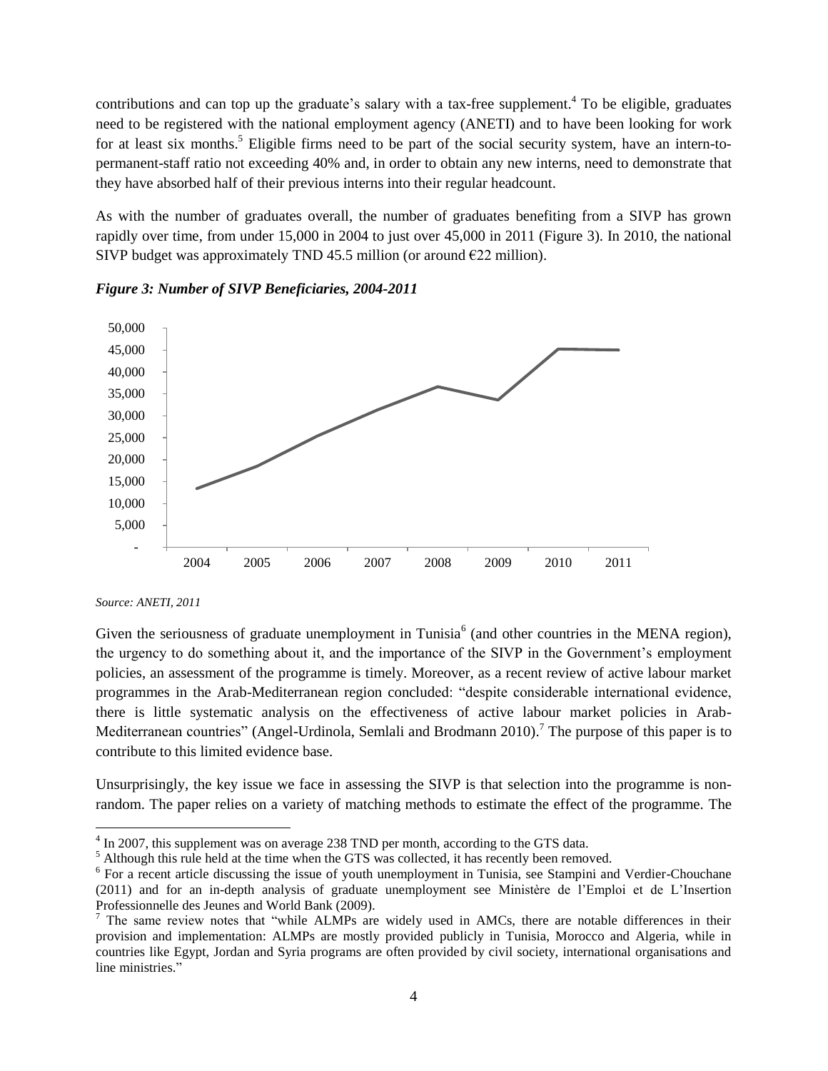contributions and can top up the graduate's salary with a tax-free supplement.[4] To be eligible, graduates need to be registered with the national employment agency (ANETI) and to have been looking for work for at least six months.[5] Eligible firms need to be part of the social security system, have an intern-to-permanent-staff ratio not exceeding 40% and, in order to obtain any new interns, need to demonstrate that they have absorbed half of their previous interns into their regular headcount.

As with the number of graduates overall, the number of graduates benefiting from a SIVP has grown rapidly over time, from under 15,000 in 2004 to just over 45,000 in 2011 (Figure 3). In 2010, the national SIVP budget was approximately TND 45.5 million (or around €22 million).

***Figure 3: Number of SIVP Beneficiaries, 2004-2011***

*Source: ANETI, 2011*

Given the seriousness of graduate unemployment in Tunisia[6] (and other countries in the MENA region), the urgency to do something about it, and the importance of the SIVP in the Government's employment policies, an assessment of the programme is timely. Moreover, as a recent review of active labour market programmes in the Arab-Mediterranean region concluded: "despite considerable international evidence, there is little systematic analysis on the effectiveness of active labour market policies in Arab-Mediterranean countries" (Angel-Urdinola, Semlali and Brodmann 2010).[7] The purpose of this paper is to contribute to this limited evidence base.

Unsurprisingly, the key issue we face in assessing the SIVP is that selection into the programme is non-random. The paper relies on a variety of matching methods to estimate the effect of the programme. The

---

[4] In 2007, this supplement was on average 238 TND per month, according to the GTS data.

[5] Although this rule held at the time when the GTS was collected, it has recently been removed.

[6] For a recent article discussing the issue of youth unemployment in Tunisia, see Stampini and Verdier-Chouchane (2011) and for an in-depth analysis of graduate unemployment see Ministère de l'Emploi et de L'Insertion Professionnelle des Jeunes and World Bank (2009).

[7] The same review notes that "while ALMPs are widely used in AMCs, there are notable differences in their provision and implementation: ALMPs are mostly provided publicly in Tunisia, Morocco and Algeria, while in countries like Egypt, Jordan and Syria programs are often provided by civil society, international organisations and line ministries."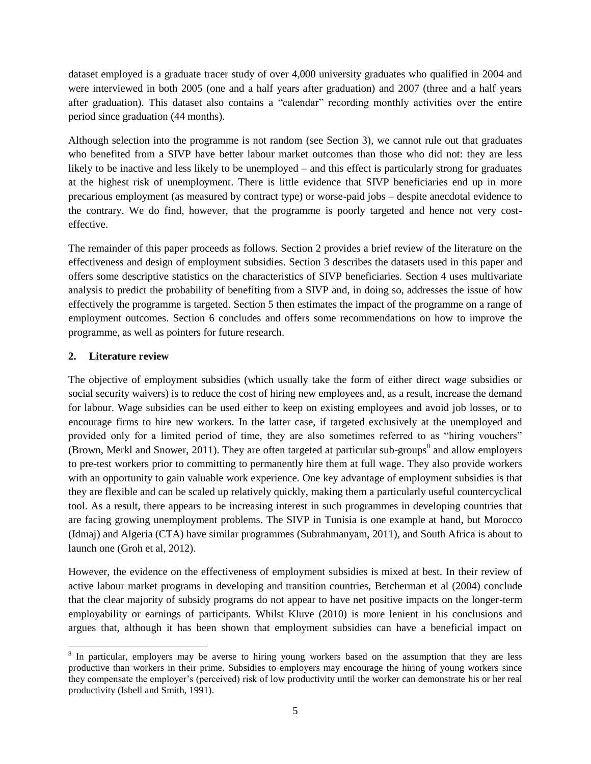dataset employed is a graduate tracer study of over 4,000 university graduates who qualified in 2004 and were interviewed in both 2005 (one and a half years after graduation) and 2007 (three and a half years after graduation). This dataset also contains a "calendar" recording monthly activities over the entire period since graduation (44 months).

Although selection into the programme is not random (see Section 3), we cannot rule out that graduates who benefited from a SIVP have better labour market outcomes than those who did not: they are less likely to be inactive and less likely to be unemployed – and this effect is particularly strong for graduates at the highest risk of unemployment. There is little evidence that SIVP beneficiaries end up in more precarious employment (as measured by contract type) or worse-paid jobs – despite anecdotal evidence to the contrary. We do find, however, that the programme is poorly targeted and hence not very cost-effective.

The remainder of this paper proceeds as follows. Section 2 provides a brief review of the literature on the effectiveness and design of employment subsidies. Section 3 describes the datasets used in this paper and offers some descriptive statistics on the characteristics of SIVP beneficiaries. Section 4 uses multivariate analysis to predict the probability of benefiting from a SIVP and, in doing so, addresses the issue of how effectively the programme is targeted. Section 5 then estimates the impact of the programme on a range of employment outcomes. Section 6 concludes and offers some recommendations on how to improve the programme, as well as pointers for future research.

## 2. Literature review

The objective of employment subsidies (which usually take the form of either direct wage subsidies or social security waivers) is to reduce the cost of hiring new employees and, as a result, increase the demand for labour. Wage subsidies can be used either to keep on existing employees and avoid job losses, or to encourage firms to hire new workers. In the latter case, if targeted exclusively at the unemployed and provided only for a limited period of time, they are also sometimes referred to as "hiring vouchers" (Brown, Merkl and Snower, 2011). They are often targeted at particular sub-groups[8] and allow employers to pre-test workers prior to committing to permanently hire them at full wage. They also provide workers with an opportunity to gain valuable work experience. One key advantage of employment subsidies is that they are flexible and can be scaled up relatively quickly, making them a particularly useful countercyclical tool. As a result, there appears to be increasing interest in such programmes in developing countries that are facing growing unemployment problems. The SIVP in Tunisia is one example at hand, but Morocco (Idmaj) and Algeria (CTA) have similar programmes (Subrahmanyam, 2011), and South Africa is about to launch one (Groh et al, 2012).

However, the evidence on the effectiveness of employment subsidies is mixed at best. In their review of active labour market programs in developing and transition countries, Betcherman et al (2004) conclude that the clear majority of subsidy programs do not appear to have net positive impacts on the longer-term employability or earnings of participants. Whilst Kluve (2010) is more lenient in his conclusions and argues that, although it has been shown that employment subsidies can have a beneficial impact on

[8] In particular, employers may be averse to hiring young workers based on the assumption that they are less productive than workers in their prime. Subsidies to employers may encourage the hiring of young workers since they compensate the employer's (perceived) risk of low productivity until the worker can demonstrate his or her real productivity (Isbell and Smith, 1991).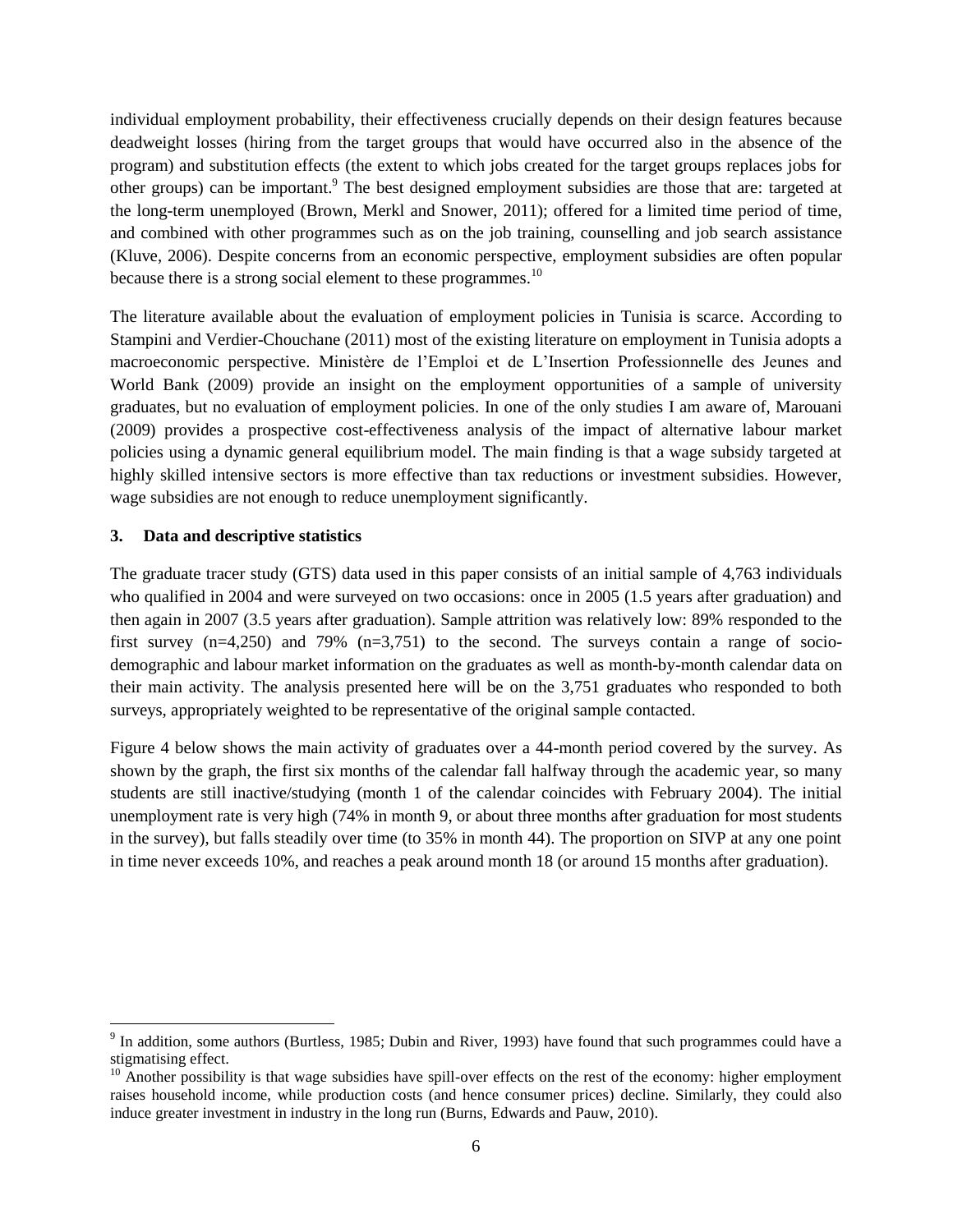individual employment probability, their effectiveness crucially depends on their design features because deadweight losses (hiring from the target groups that would have occurred also in the absence of the program) and substitution effects (the extent to which jobs created for the target groups replaces jobs for other groups) can be important.[9] The best designed employment subsidies are those that are: targeted at the long-term unemployed (Brown, Merkl and Snower, 2011); offered for a limited time period of time, and combined with other programmes such as on the job training, counselling and job search assistance (Kluve, 2006). Despite concerns from an economic perspective, employment subsidies are often popular because there is a strong social element to these programmes.[10]

The literature available about the evaluation of employment policies in Tunisia is scarce. According to Stampini and Verdier-Chouchane (2011) most of the existing literature on employment in Tunisia adopts a macroeconomic perspective. Ministère de l'Emploi et de L'Insertion Professionnelle des Jeunes and World Bank (2009) provide an insight on the employment opportunities of a sample of university graduates, but no evaluation of employment policies. In one of the only studies I am aware of, Marouani (2009) provides a prospective cost-effectiveness analysis of the impact of alternative labour market policies using a dynamic general equilibrium model. The main finding is that a wage subsidy targeted at highly skilled intensive sectors is more effective than tax reductions or investment subsidies. However, wage subsidies are not enough to reduce unemployment significantly.

## 3. Data and descriptive statistics

The graduate tracer study (GTS) data used in this paper consists of an initial sample of 4,763 individuals who qualified in 2004 and were surveyed on two occasions: once in 2005 (1.5 years after graduation) and then again in 2007 (3.5 years after graduation). Sample attrition was relatively low: 89% responded to the first survey (n=4,250) and 79% (n=3,751) to the second. The surveys contain a range of socio-demographic and labour market information on the graduates as well as month-by-month calendar data on their main activity. The analysis presented here will be on the 3,751 graduates who responded to both surveys, appropriately weighted to be representative of the original sample contacted.

Figure 4 below shows the main activity of graduates over a 44-month period covered by the survey. As shown by the graph, the first six months of the calendar fall halfway through the academic year, so many students are still inactive/studying (month 1 of the calendar coincides with February 2004). The initial unemployment rate is very high (74% in month 9, or about three months after graduation for most students in the survey), but falls steadily over time (to 35% in month 44). The proportion on SIVP at any one point in time never exceeds 10%, and reaches a peak around month 18 (or around 15 months after graduation).

---

[9] In addition, some authors (Burtless, 1985; Dubin and River, 1993) have found that such programmes could have a stigmatising effect.

[10] Another possibility is that wage subsidies have spill-over effects on the rest of the economy: higher employment raises household income, while production costs (and hence consumer prices) decline. Similarly, they could also induce greater investment in industry in the long run (Burns, Edwards and Pauw, 2010).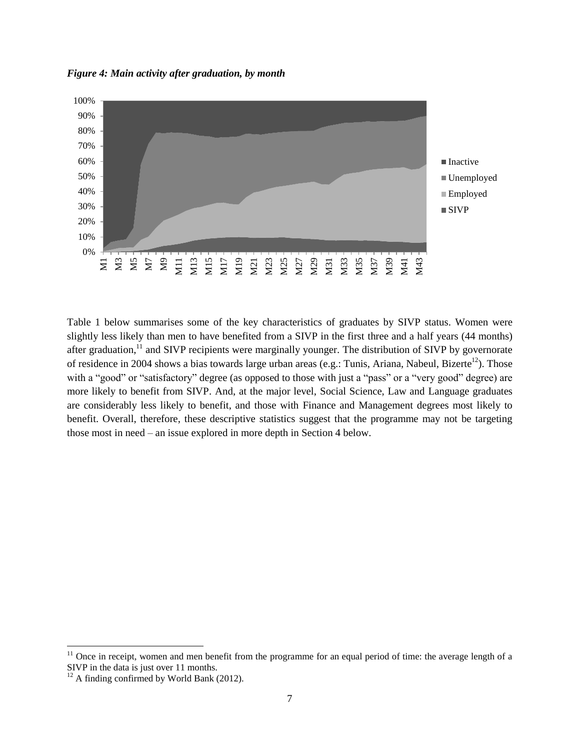*Figure 4: Main activity after graduation, by month*

Table 1 below summarises some of the key characteristics of graduates by SIVP status. Women were slightly less likely than men to have benefited from a SIVP in the first three and a half years (44 months) after graduation,[11] and SIVP recipients were marginally younger. The distribution of SIVP by governorate of residence in 2004 shows a bias towards large urban areas (e.g.: Tunis, Ariana, Nabeul, Bizerte[12]). Those with a "good" or "satisfactory" degree (as opposed to those with just a "pass" or a "very good" degree) are more likely to benefit from SIVP. And, at the major level, Social Science, Law and Language graduates are considerably less likely to benefit, and those with Finance and Management degrees most likely to benefit. Overall, therefore, these descriptive statistics suggest that the programme may not be targeting those most in need – an issue explored in more depth in Section 4 below.

[11] Once in receipt, women and men benefit from the programme for an equal period of time: the average length of a SIVP in the data is just over 11 months.

[12] A finding confirmed by World Bank (2012).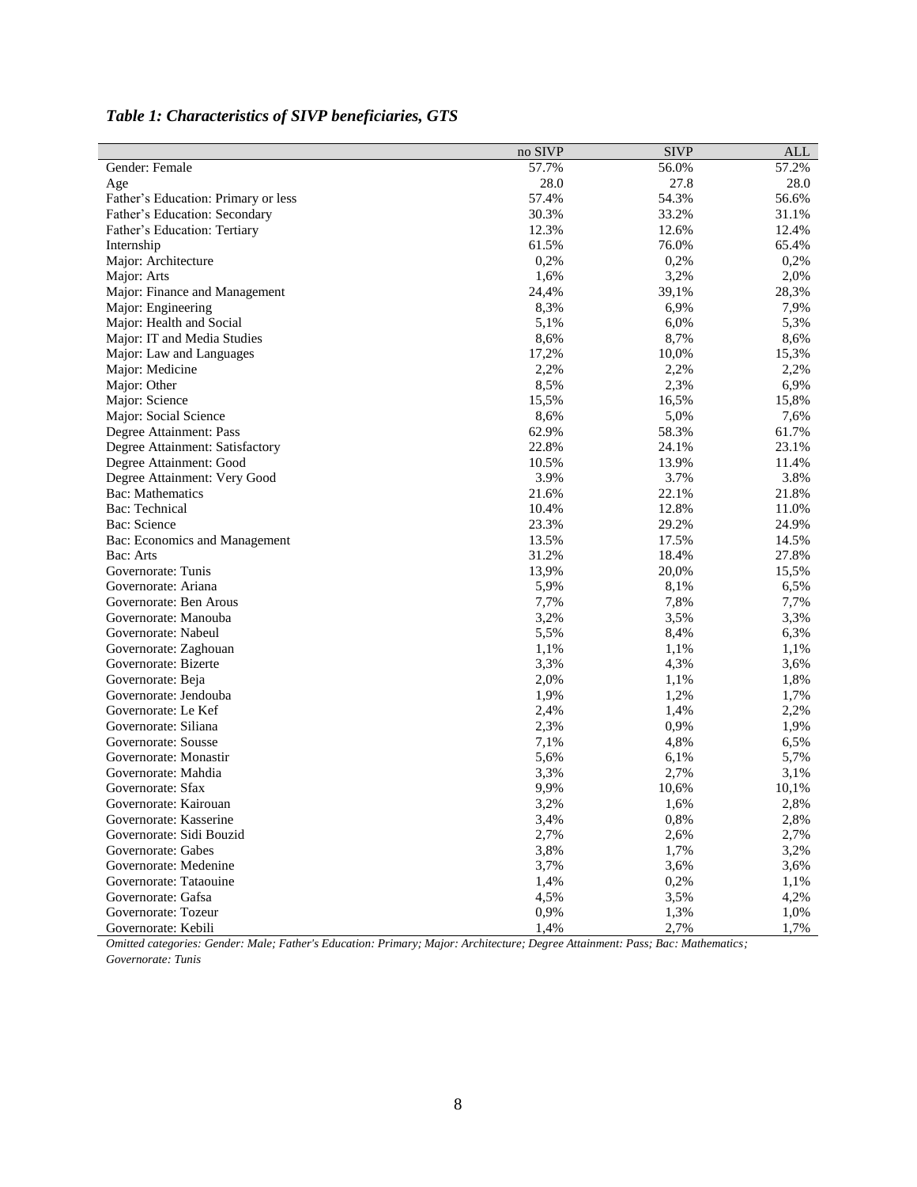### *Table 1: Characteristics of SIVP beneficiaries, GTS*

| | no SIVP | SIVP | ALL |
|---|---|---|---|
| Gender: Female | 57.7% | 56.0% | 57.2% |
| Age | 28.0 | 27.8 | 28.0 |
| Father's Education: Primary or less | 57.4% | 54.3% | 56.6% |
| Father's Education: Secondary | 30.3% | 33.2% | 31.1% |
| Father's Education: Tertiary | 12.3% | 12.6% | 12.4% |
| Internship | 61.5% | 76.0% | 65.4% |
| Major: Architecture | 0,2% | 0,2% | 0,2% |
| Major: Arts | 1,6% | 3,2% | 2,0% |
| Major: Finance and Management | 24,4% | 39,1% | 28,3% |
| Major: Engineering | 8,3% | 6,9% | 7,9% |
| Major: Health and Social | 5,1% | 6,0% | 5,3% |
| Major: IT and Media Studies | 8,6% | 8,7% | 8,6% |
| Major: Law and Languages | 17,2% | 10,0% | 15,3% |
| Major: Medicine | 2,2% | 2,2% | 2,2% |
| Major: Other | 8,5% | 2,3% | 6,9% |
| Major: Science | 15,5% | 16,5% | 15,8% |
| Major: Social Science | 8,6% | 5,0% | 7,6% |
| Degree Attainment: Pass | 62.9% | 58.3% | 61.7% |
| Degree Attainment: Satisfactory | 22.8% | 24.1% | 23.1% |
| Degree Attainment: Good | 10.5% | 13.9% | 11.4% |
| Degree Attainment: Very Good | 3.9% | 3.7% | 3.8% |
| Bac: Mathematics | 21.6% | 22.1% | 21.8% |
| Bac: Technical | 10.4% | 12.8% | 11.0% |
| Bac: Science | 23.3% | 29.2% | 24.9% |
| Bac: Economics and Management | 13.5% | 17.5% | 14.5% |
| Bac: Arts | 31.2% | 18.4% | 27.8% |
| Governorate: Tunis | 13,9% | 20,0% | 15,5% |
| Governorate: Ariana | 5,9% | 8,1% | 6,5% |
| Governorate: Ben Arous | 7,7% | 7,8% | 7,7% |
| Governorate: Manouba | 3,2% | 3,5% | 3,3% |
| Governorate: Nabeul | 5,5% | 8,4% | 6,3% |
| Governorate: Zaghouan | 1,1% | 1,1% | 1,1% |
| Governorate: Bizerte | 3,3% | 4,3% | 3,6% |
| Governorate: Beja | 2,0% | 1,1% | 1,8% |
| Governorate: Jendouba | 1,9% | 1,2% | 1,7% |
| Governorate: Le Kef | 2,4% | 1,4% | 2,2% |
| Governorate: Siliana | 2,3% | 0,9% | 1,9% |
| Governorate: Sousse | 7,1% | 4,8% | 6,5% |
| Governorate: Monastir | 5,6% | 6,1% | 5,7% |
| Governorate: Mahdia | 3,3% | 2,7% | 3,1% |
| Governorate: Sfax | 9,9% | 10,6% | 10,1% |
| Governorate: Kairouan | 3,2% | 1,6% | 2,8% |
| Governorate: Kasserine | 3,4% | 0,8% | 2,8% |
| Governorate: Sidi Bouzid | 2,7% | 2,6% | 2,7% |
| Governorate: Gabes | 3,8% | 1,7% | 3,2% |
| Governorate: Medenine | 3,7% | 3,6% | 3,6% |
| Governorate: Tataouine | 1,4% | 0,2% | 1,1% |
| Governorate: Gafsa | 4,5% | 3,5% | 4,2% |
| Governorate: Tozeur | 0,9% | 1,3% | 1,0% |
| Governorate: Kebili | 1,4% | 2,7% | 1,7% |

*Omitted categories: Gender: Male; Father's Education: Primary; Major: Architecture; Degree Attainment: Pass; Bac: Mathematics; Governorate: Tunis*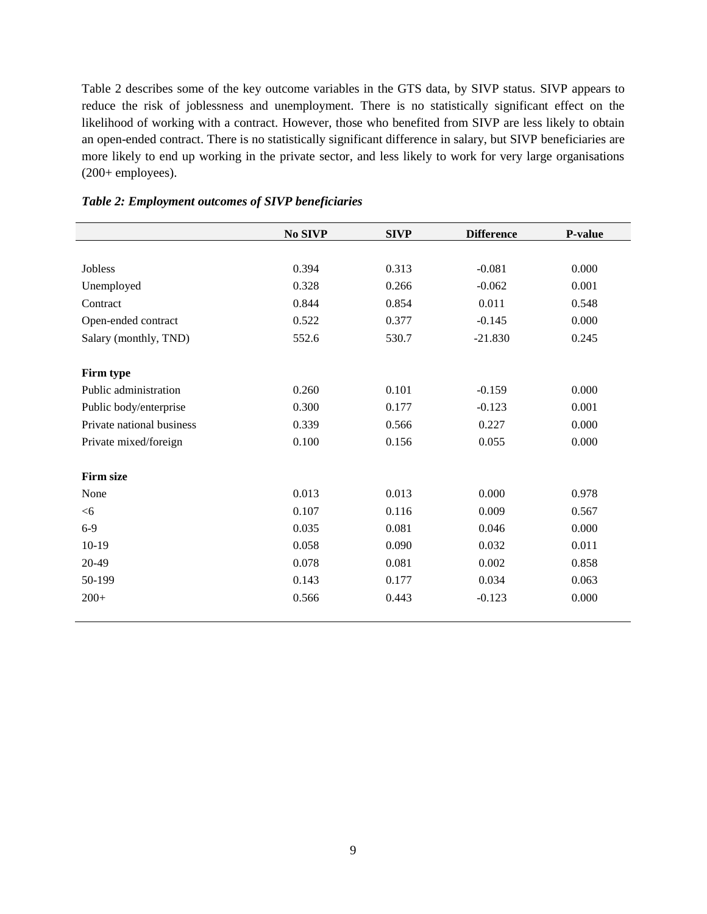Table 2 describes some of the key outcome variables in the GTS data, by SIVP status. SIVP appears to reduce the risk of joblessness and unemployment. There is no statistically significant effect on the likelihood of working with a contract. However, those who benefited from SIVP are less likely to obtain an open-ended contract. There is no statistically significant difference in salary, but SIVP beneficiaries are more likely to end up working in the private sector, and less likely to work for very large organisations (200+ employees).

***Table 2: Employment outcomes of SIVP beneficiaries***

| | **No SIVP** | **SIVP** | **Difference** | **P-value** |
|---|---|---|---|---|
| Jobless | 0.394 | 0.313 | -0.081 | 0.000 |
| Unemployed | 0.328 | 0.266 | -0.062 | 0.001 |
| Contract | 0.844 | 0.854 | 0.011 | 0.548 |
| Open-ended contract | 0.522 | 0.377 | -0.145 | 0.000 |
| Salary (monthly, TND) | 552.6 | 530.7 | -21.830 | 0.245 |
| **Firm type** | | | | |
| Public administration | 0.260 | 0.101 | -0.159 | 0.000 |
| Public body/enterprise | 0.300 | 0.177 | -0.123 | 0.001 |
| Private national business | 0.339 | 0.566 | 0.227 | 0.000 |
| Private mixed/foreign | 0.100 | 0.156 | 0.055 | 0.000 |
| **Firm size** | | | | |
| None | 0.013 | 0.013 | 0.000 | 0.978 |
| <6 | 0.107 | 0.116 | 0.009 | 0.567 |
| 6-9 | 0.035 | 0.081 | 0.046 | 0.000 |
| 10-19 | 0.058 | 0.090 | 0.032 | 0.011 |
| 20-49 | 0.078 | 0.081 | 0.002 | 0.858 |
| 50-199 | 0.143 | 0.177 | 0.034 | 0.063 |
| 200+ | 0.566 | 0.443 | -0.123 | 0.000 |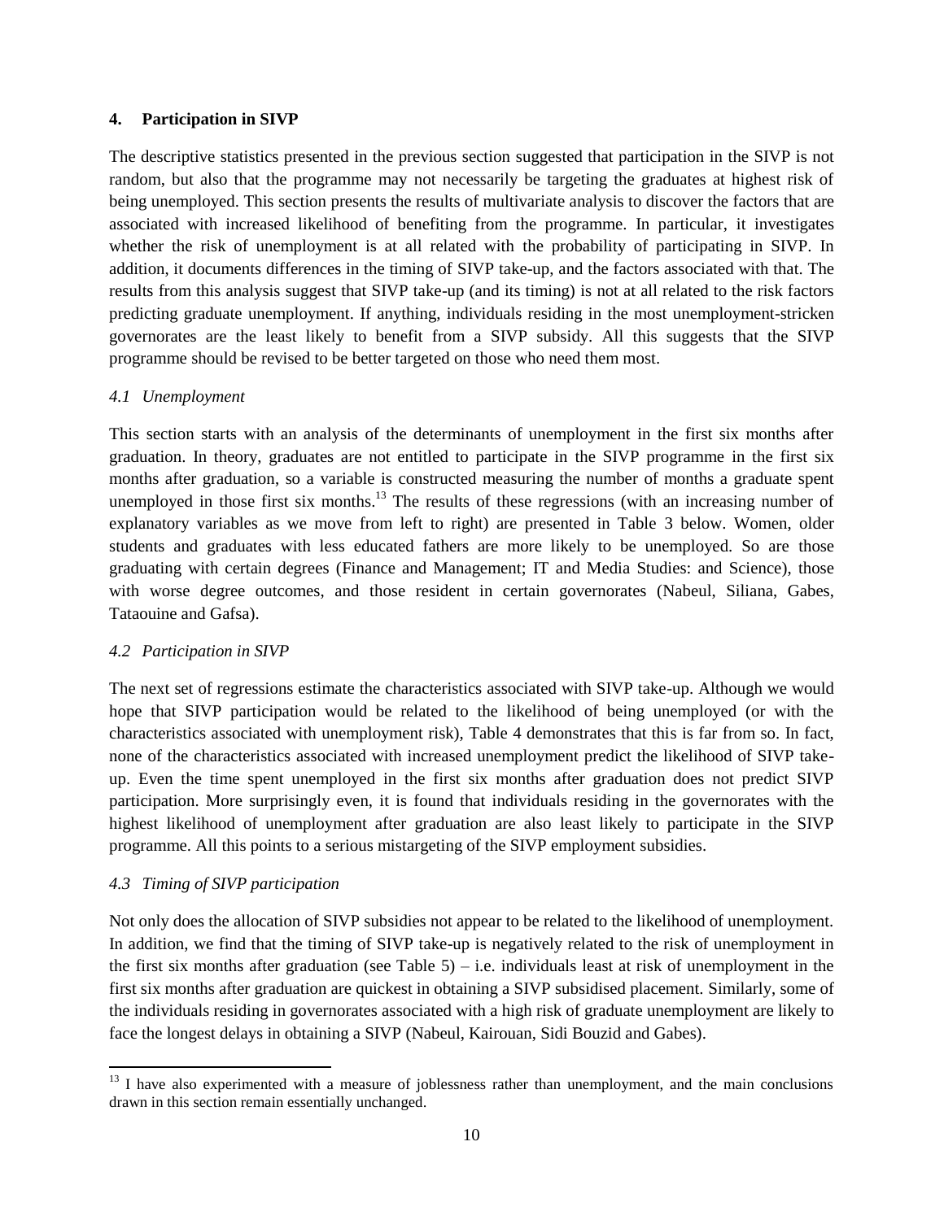## 4. Participation in SIVP

The descriptive statistics presented in the previous section suggested that participation in the SIVP is not random, but also that the programme may not necessarily be targeting the graduates at highest risk of being unemployed. This section presents the results of multivariate analysis to discover the factors that are associated with increased likelihood of benefiting from the programme. In particular, it investigates whether the risk of unemployment is at all related with the probability of participating in SIVP. In addition, it documents differences in the timing of SIVP take-up, and the factors associated with that. The results from this analysis suggest that SIVP take-up (and its timing) is not at all related to the risk factors predicting graduate unemployment. If anything, individuals residing in the most unemployment-stricken governorates are the least likely to benefit from a SIVP subsidy. All this suggests that the SIVP programme should be revised to be better targeted on those who need them most.

### *4.1 Unemployment*

This section starts with an analysis of the determinants of unemployment in the first six months after graduation. In theory, graduates are not entitled to participate in the SIVP programme in the first six months after graduation, so a variable is constructed measuring the number of months a graduate spent unemployed in those first six months.[13] The results of these regressions (with an increasing number of explanatory variables as we move from left to right) are presented in Table 3 below. Women, older students and graduates with less educated fathers are more likely to be unemployed. So are those graduating with certain degrees (Finance and Management; IT and Media Studies: and Science), those with worse degree outcomes, and those resident in certain governorates (Nabeul, Siliana, Gabes, Tataouine and Gafsa).

### *4.2 Participation in SIVP*

The next set of regressions estimate the characteristics associated with SIVP take-up. Although we would hope that SIVP participation would be related to the likelihood of being unemployed (or with the characteristics associated with unemployment risk), Table 4 demonstrates that this is far from so. In fact, none of the characteristics associated with increased unemployment predict the likelihood of SIVP take-up. Even the time spent unemployed in the first six months after graduation does not predict SIVP participation. More surprisingly even, it is found that individuals residing in the governorates with the highest likelihood of unemployment after graduation are also least likely to participate in the SIVP programme. All this points to a serious mistargeting of the SIVP employment subsidies.

### *4.3 Timing of SIVP participation*

Not only does the allocation of SIVP subsidies not appear to be related to the likelihood of unemployment. In addition, we find that the timing of SIVP take-up is negatively related to the risk of unemployment in the first six months after graduation (see Table 5) – i.e. individuals least at risk of unemployment in the first six months after graduation are quickest in obtaining a SIVP subsidised placement. Similarly, some of the individuals residing in governorates associated with a high risk of graduate unemployment are likely to face the longest delays in obtaining a SIVP (Nabeul, Kairouan, Sidi Bouzid and Gabes).

---

[13] I have also experimented with a measure of joblessness rather than unemployment, and the main conclusions drawn in this section remain essentially unchanged.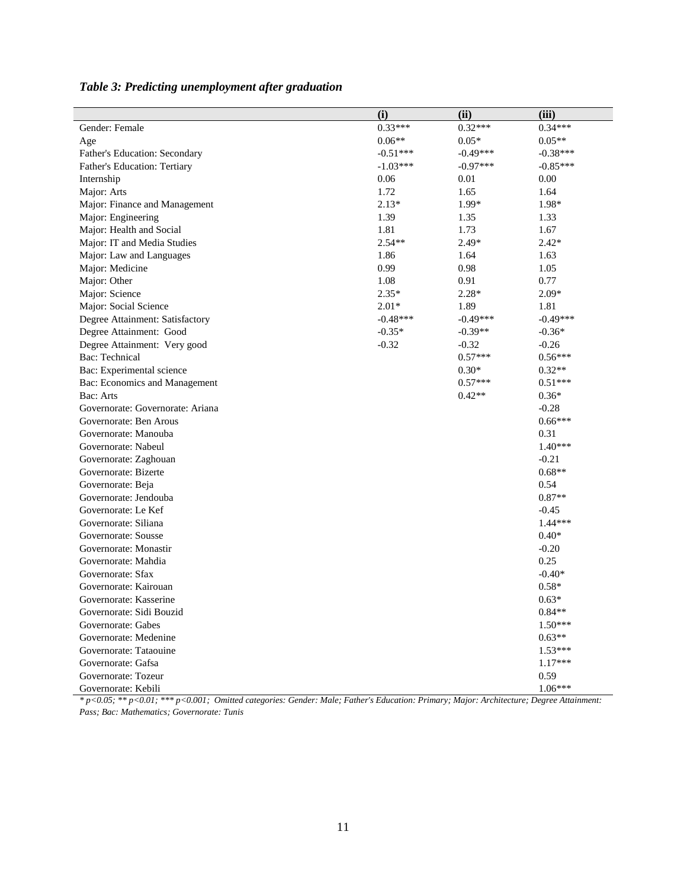***Table 3: Predicting unemployment after graduation***

| | (i) | (ii) | (iii) |
|---|---|---|---|
| Gender: Female | 0.33*** | 0.32*** | 0.34*** |
| Age | 0.06** | 0.05* | 0.05** |
| Father's Education: Secondary | -0.51*** | -0.49*** | -0.38*** |
| Father's Education: Tertiary | -1.03*** | -0.97*** | -0.85*** |
| Internship | 0.06 | 0.01 | 0.00 |
| Major: Arts | 1.72 | 1.65 | 1.64 |
| Major: Finance and Management | 2.13* | 1.99* | 1.98* |
| Major: Engineering | 1.39 | 1.35 | 1.33 |
| Major: Health and Social | 1.81 | 1.73 | 1.67 |
| Major: IT and Media Studies | 2.54** | 2.49* | 2.42* |
| Major: Law and Languages | 1.86 | 1.64 | 1.63 |
| Major: Medicine | 0.99 | 0.98 | 1.05 |
| Major: Other | 1.08 | 0.91 | 0.77 |
| Major: Science | 2.35* | 2.28* | 2.09* |
| Major: Social Science | 2.01* | 1.89 | 1.81 |
| Degree Attainment: Satisfactory | -0.48*** | -0.49*** | -0.49*** |
| Degree Attainment: Good | -0.35* | -0.39** | -0.36* |
| Degree Attainment: Very good | -0.32 | -0.32 | -0.26 |
| Bac: Technical | | 0.57*** | 0.56*** |
| Bac: Experimental science | | 0.30* | 0.32** |
| Bac: Economics and Management | | 0.57*** | 0.51*** |
| Bac: Arts | | 0.42** | 0.36* |
| Governorate: Governorate: Ariana | | | -0.28 |
| Governorate: Ben Arous | | | 0.66*** |
| Governorate: Manouba | | | 0.31 |
| Governorate: Nabeul | | | 1.40*** |
| Governorate: Zaghouan | | | -0.21 |
| Governorate: Bizerte | | | 0.68** |
| Governorate: Beja | | | 0.54 |
| Governorate: Jendouba | | | 0.87** |
| Governorate: Le Kef | | | -0.45 |
| Governorate: Siliana | | | 1.44*** |
| Governorate: Sousse | | | 0.40* |
| Governorate: Monastir | | | -0.20 |
| Governorate: Mahdia | | | 0.25 |
| Governorate: Sfax | | | -0.40* |
| Governorate: Kairouan | | | 0.58* |
| Governorate: Kasserine | | | 0.63* |
| Governorate: Sidi Bouzid | | | 0.84** |
| Governorate: Gabes | | | 1.50*** |
| Governorate: Medenine | | | 0.63** |
| Governorate: Tataouine | | | 1.53*** |
| Governorate: Gafsa | | | 1.17*** |
| Governorate: Tozeur | | | 0.59 |
| Governorate: Kebili | | | 1.06*** |

*\* $p<0.05$; \*\* $p<0.01$; \*\*\* $p<0.001$; Omitted categories: Gender: Male; Father's Education: Primary; Major: Architecture; Degree Attainment: Pass; Bac: Mathematics; Governorate: Tunis*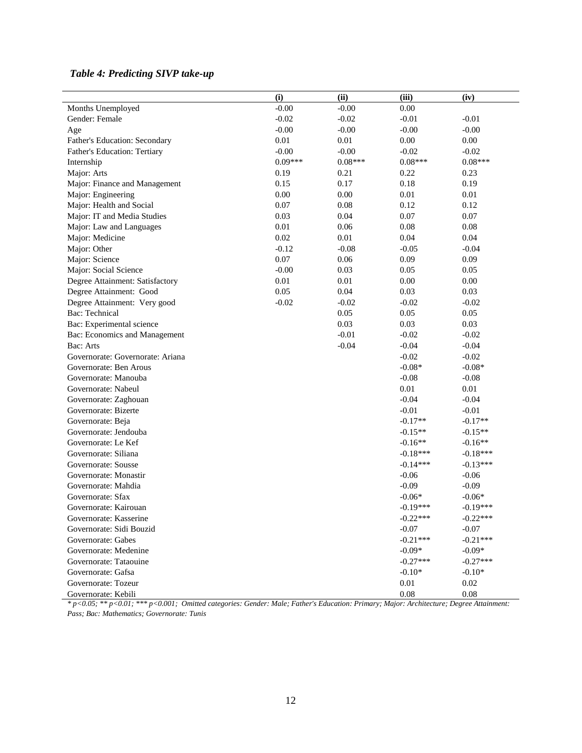***Table 4: Predicting SIVP take-up***

| | **(i)** | **(ii)** | **(iii)** | **(iv)** |
|---|---|---|---|---|
| Months Unemployed | -0.00 | -0.00 | 0.00 | |
| Gender: Female | -0.02 | -0.02 | -0.01 | -0.01 |
| Age | -0.00 | -0.00 | -0.00 | -0.00 |
| Father's Education: Secondary | 0.01 | 0.01 | 0.00 | 0.00 |
| Father's Education: Tertiary | -0.00 | -0.00 | -0.02 | -0.02 |
| Internship | 0.09*** | 0.08*** | 0.08*** | 0.08*** |
| Major: Arts | 0.19 | 0.21 | 0.22 | 0.23 |
| Major: Finance and Management | 0.15 | 0.17 | 0.18 | 0.19 |
| Major: Engineering | 0.00 | 0.00 | 0.01 | 0.01 |
| Major: Health and Social | 0.07 | 0.08 | 0.12 | 0.12 |
| Major: IT and Media Studies | 0.03 | 0.04 | 0.07 | 0.07 |
| Major: Law and Languages | 0.01 | 0.06 | 0.08 | 0.08 |
| Major: Medicine | 0.02 | 0.01 | 0.04 | 0.04 |
| Major: Other | -0.12 | -0.08 | -0.05 | -0.04 |
| Major: Science | 0.07 | 0.06 | 0.09 | 0.09 |
| Major: Social Science | -0.00 | 0.03 | 0.05 | 0.05 |
| Degree Attainment: Satisfactory | 0.01 | 0.01 | 0.00 | 0.00 |
| Degree Attainment: Good | 0.05 | 0.04 | 0.03 | 0.03 |
| Degree Attainment: Very good | -0.02 | -0.02 | -0.02 | -0.02 |
| Bac: Technical | | 0.05 | 0.05 | 0.05 |
| Bac: Experimental science | | 0.03 | 0.03 | 0.03 |
| Bac: Economics and Management | | -0.01 | -0.02 | -0.02 |
| Bac: Arts | | -0.04 | -0.04 | -0.04 |
| Governorate: Governorate: Ariana | | | -0.02 | -0.02 |
| Governorate: Ben Arous | | | -0.08* | -0.08* |
| Governorate: Manouba | | | -0.08 | -0.08 |
| Governorate: Nabeul | | | 0.01 | 0.01 |
| Governorate: Zaghouan | | | -0.04 | -0.04 |
| Governorate: Bizerte | | | -0.01 | -0.01 |
| Governorate: Beja | | | -0.17** | -0.17** |
| Governorate: Jendouba | | | -0.15** | -0.15** |
| Governorate: Le Kef | | | -0.16** | -0.16** |
| Governorate: Siliana | | | -0.18*** | -0.18*** |
| Governorate: Sousse | | | -0.14*** | -0.13*** |
| Governorate: Monastir | | | -0.06 | -0.06 |
| Governorate: Mahdia | | | -0.09 | -0.09 |
| Governorate: Sfax | | | -0.06* | -0.06* |
| Governorate: Kairouan | | | -0.19*** | -0.19*** |
| Governorate: Kasserine | | | -0.22*** | -0.22*** |
| Governorate: Sidi Bouzid | | | -0.07 | -0.07 |
| Governorate: Gabes | | | -0.21*** | -0.21*** |
| Governorate: Medenine | | | -0.09* | -0.09* |
| Governorate: Tataouine | | | -0.27*** | -0.27*** |
| Governorate: Gafsa | | | -0.10* | -0.10* |
| Governorate: Tozeur | | | 0.01 | 0.02 |
| Governorate: Kebili | | | 0.08 | 0.08 |

*\* p<0.05; \*\* p<0.01; \*\*\* p<0.001; Omitted categories: Gender: Male; Father's Education: Primary; Major: Architecture; Degree Attainment: Pass; Bac: Mathematics; Governorate: Tunis*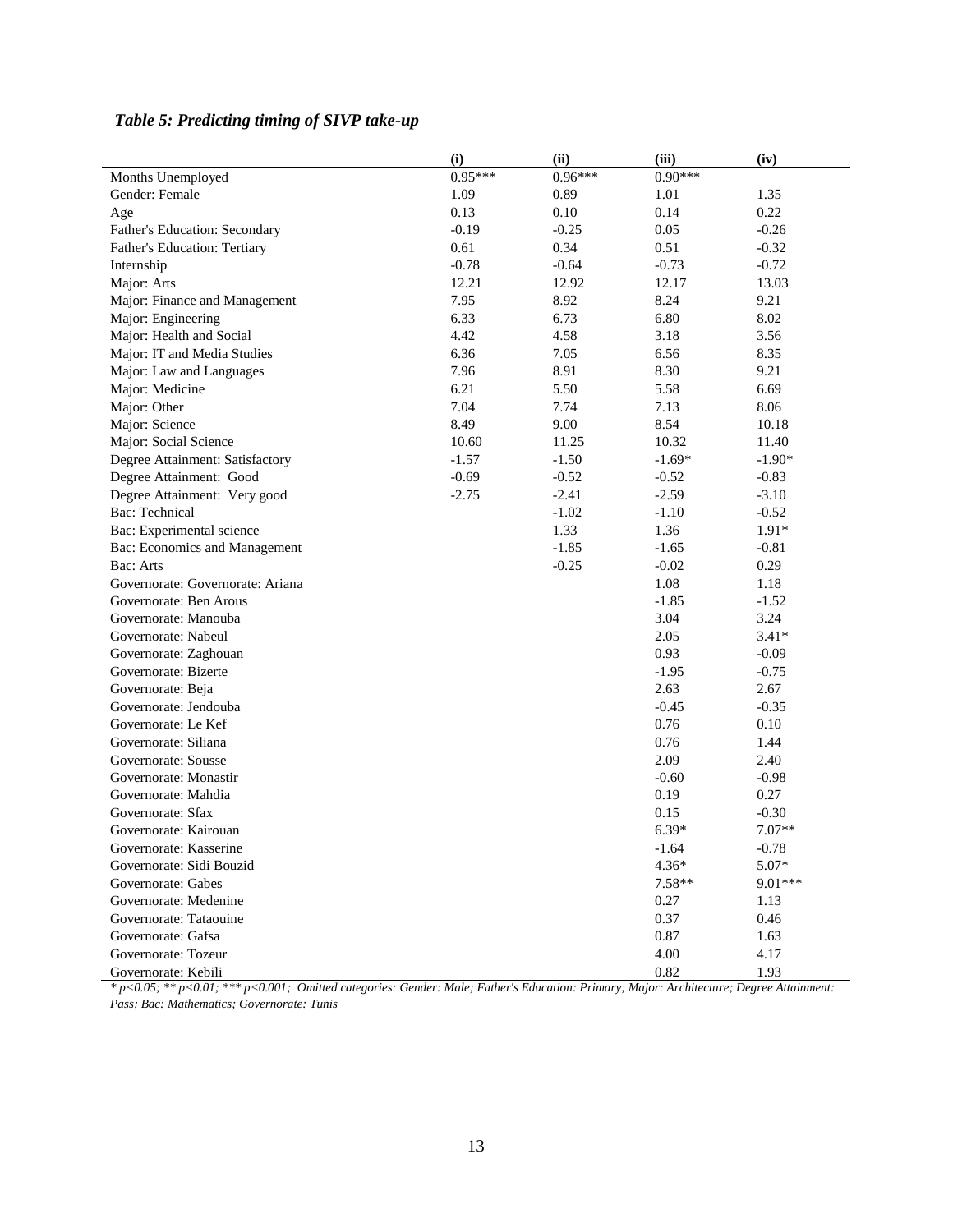### *Table 5: Predicting timing of SIVP take-up*

| | (i) | (ii) | (iii) | (iv) |
|---|---|---|---|---|
| Months Unemployed | 0.95*** | 0.96*** | 0.90*** | |
| Gender: Female | 1.09 | 0.89 | 1.01 | 1.35 |
| Age | 0.13 | 0.10 | 0.14 | 0.22 |
| Father's Education: Secondary | -0.19 | -0.25 | 0.05 | -0.26 |
| Father's Education: Tertiary | 0.61 | 0.34 | 0.51 | -0.32 |
| Internship | -0.78 | -0.64 | -0.73 | -0.72 |
| Major: Arts | 12.21 | 12.92 | 12.17 | 13.03 |
| Major: Finance and Management | 7.95 | 8.92 | 8.24 | 9.21 |
| Major: Engineering | 6.33 | 6.73 | 6.80 | 8.02 |
| Major: Health and Social | 4.42 | 4.58 | 3.18 | 3.56 |
| Major: IT and Media Studies | 6.36 | 7.05 | 6.56 | 8.35 |
| Major: Law and Languages | 7.96 | 8.91 | 8.30 | 9.21 |
| Major: Medicine | 6.21 | 5.50 | 5.58 | 6.69 |
| Major: Other | 7.04 | 7.74 | 7.13 | 8.06 |
| Major: Science | 8.49 | 9.00 | 8.54 | 10.18 |
| Major: Social Science | 10.60 | 11.25 | 10.32 | 11.40 |
| Degree Attainment: Satisfactory | -1.57 | -1.50 | -1.69* | -1.90* |
| Degree Attainment: Good | -0.69 | -0.52 | -0.52 | -0.83 |
| Degree Attainment: Very good | -2.75 | -2.41 | -2.59 | -3.10 |
| Bac: Technical | | -1.02 | -1.10 | -0.52 |
| Bac: Experimental science | | 1.33 | 1.36 | 1.91* |
| Bac: Economics and Management | | -1.85 | -1.65 | -0.81 |
| Bac: Arts | | -0.25 | -0.02 | 0.29 |
| Governorate: Governorate: Ariana | | | 1.08 | 1.18 |
| Governorate: Ben Arous | | | -1.85 | -1.52 |
| Governorate: Manouba | | | 3.04 | 3.24 |
| Governorate: Nabeul | | | 2.05 | 3.41* |
| Governorate: Zaghouan | | | 0.93 | -0.09 |
| Governorate: Bizerte | | | -1.95 | -0.75 |
| Governorate: Beja | | | 2.63 | 2.67 |
| Governorate: Jendouba | | | -0.45 | -0.35 |
| Governorate: Le Kef | | | 0.76 | 0.10 |
| Governorate: Siliana | | | 0.76 | 1.44 |
| Governorate: Sousse | | | 2.09 | 2.40 |
| Governorate: Monastir | | | -0.60 | -0.98 |
| Governorate: Mahdia | | | 0.19 | 0.27 |
| Governorate: Sfax | | | 0.15 | -0.30 |
| Governorate: Kairouan | | | 6.39* | 7.07** |
| Governorate: Kasserine | | | -1.64 | -0.78 |
| Governorate: Sidi Bouzid | | | 4.36* | 5.07* |
| Governorate: Gabes | | | 7.58** | 9.01*** |
| Governorate: Medenine | | | 0.27 | 1.13 |
| Governorate: Tataouine | | | 0.37 | 0.46 |
| Governorate: Gafsa | | | 0.87 | 1.63 |
| Governorate: Tozeur | | | 4.00 | 4.17 |
| Governorate: Kebili | | | 0.82 | 1.93 |

*\* p<0.05; \*\* p<0.01; \*\*\* p<0.001; Omitted categories: Gender: Male; Father's Education: Primary; Major: Architecture; Degree Attainment: Pass; Bac: Mathematics; Governorate: Tunis*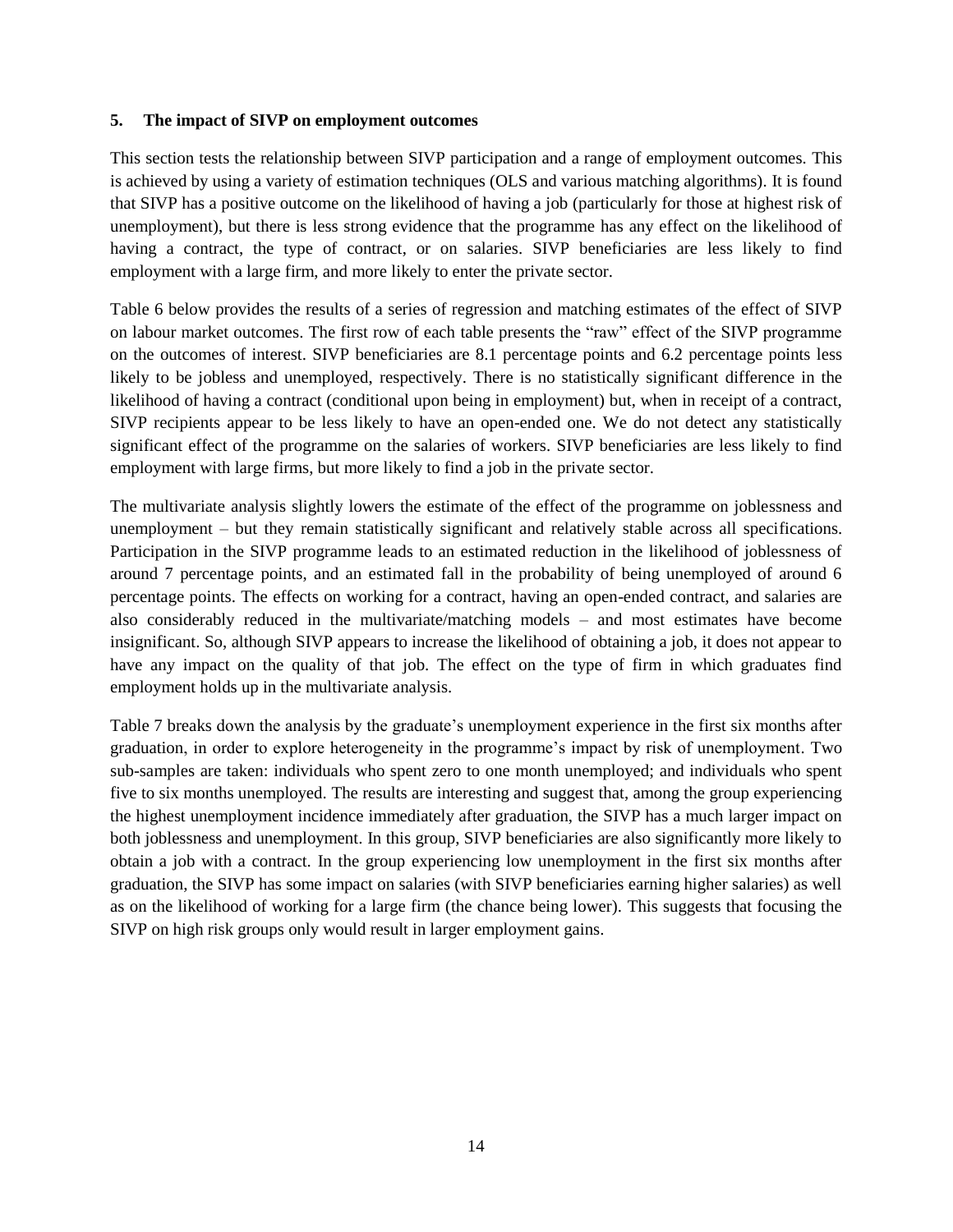## 5. The impact of SIVP on employment outcomes

This section tests the relationship between SIVP participation and a range of employment outcomes. This is achieved by using a variety of estimation techniques (OLS and various matching algorithms). It is found that SIVP has a positive outcome on the likelihood of having a job (particularly for those at highest risk of unemployment), but there is less strong evidence that the programme has any effect on the likelihood of having a contract, the type of contract, or on salaries. SIVP beneficiaries are less likely to find employment with a large firm, and more likely to enter the private sector.

Table 6 below provides the results of a series of regression and matching estimates of the effect of SIVP on labour market outcomes. The first row of each table presents the "raw" effect of the SIVP programme on the outcomes of interest. SIVP beneficiaries are 8.1 percentage points and 6.2 percentage points less likely to be jobless and unemployed, respectively. There is no statistically significant difference in the likelihood of having a contract (conditional upon being in employment) but, when in receipt of a contract, SIVP recipients appear to be less likely to have an open-ended one. We do not detect any statistically significant effect of the programme on the salaries of workers. SIVP beneficiaries are less likely to find employment with large firms, but more likely to find a job in the private sector.

The multivariate analysis slightly lowers the estimate of the effect of the programme on joblessness and unemployment – but they remain statistically significant and relatively stable across all specifications. Participation in the SIVP programme leads to an estimated reduction in the likelihood of joblessness of around 7 percentage points, and an estimated fall in the probability of being unemployed of around 6 percentage points. The effects on working for a contract, having an open-ended contract, and salaries are also considerably reduced in the multivariate/matching models – and most estimates have become insignificant. So, although SIVP appears to increase the likelihood of obtaining a job, it does not appear to have any impact on the quality of that job. The effect on the type of firm in which graduates find employment holds up in the multivariate analysis.

Table 7 breaks down the analysis by the graduate's unemployment experience in the first six months after graduation, in order to explore heterogeneity in the programme's impact by risk of unemployment. Two sub-samples are taken: individuals who spent zero to one month unemployed; and individuals who spent five to six months unemployed. The results are interesting and suggest that, among the group experiencing the highest unemployment incidence immediately after graduation, the SIVP has a much larger impact on both joblessness and unemployment. In this group, SIVP beneficiaries are also significantly more likely to obtain a job with a contract. In the group experiencing low unemployment in the first six months after graduation, the SIVP has some impact on salaries (with SIVP beneficiaries earning higher salaries) as well as on the likelihood of working for a large firm (the chance being lower). This suggests that focusing the SIVP on high risk groups only would result in larger employment gains.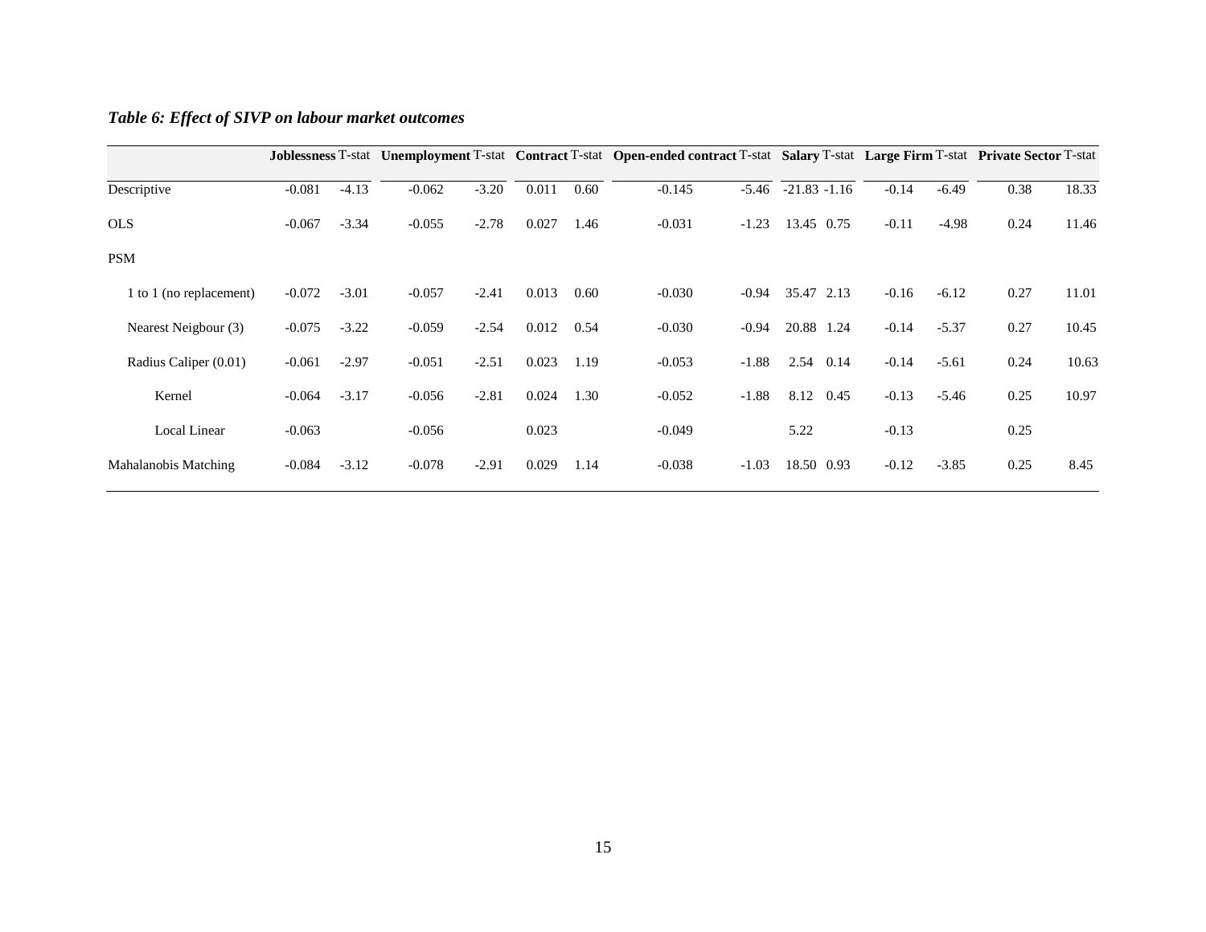*Table 6: Effect of SIVP on labour market outcomes*

| | **Joblessness** | T-stat | **Unemployment** | T-stat | **Contract** | T-stat | **Open-ended contract** | T-stat | **Salary** | T-stat | **Large Firm** | T-stat | **Private Sector** | T-stat |
|---|---|---|---|---|---|---|---|---|---|---|---|---|---|---|
| Descriptive | -0.081 | -4.13 | -0.062 | -3.20 | 0.011 | 0.60 | -0.145 | -5.46 | -21.83 | -1.16 | -0.14 | -6.49 | 0.38 | 18.33 |
| OLS | -0.067 | -3.34 | -0.055 | -2.78 | 0.027 | 1.46 | -0.031 | -1.23 | 13.45 | 0.75 | -0.11 | -4.98 | 0.24 | 11.46 |
| PSM | | | | | | | | | | | | | | |
| 1 to 1 (no replacement) | -0.072 | -3.01 | -0.057 | -2.41 | 0.013 | 0.60 | -0.030 | -0.94 | 35.47 | 2.13 | -0.16 | -6.12 | 0.27 | 11.01 |
| Nearest Neigbour (3) | -0.075 | -3.22 | -0.059 | -2.54 | 0.012 | 0.54 | -0.030 | -0.94 | 20.88 | 1.24 | -0.14 | -5.37 | 0.27 | 10.45 |
| Radius Caliper (0.01) | -0.061 | -2.97 | -0.051 | -2.51 | 0.023 | 1.19 | -0.053 | -1.88 | 2.54 | 0.14 | -0.14 | -5.61 | 0.24 | 10.63 |
| Kernel | -0.064 | -3.17 | -0.056 | -2.81 | 0.024 | 1.30 | -0.052 | -1.88 | 8.12 | 0.45 | -0.13 | -5.46 | 0.25 | 10.97 |
| Local Linear | -0.063 | | -0.056 | | 0.023 | | -0.049 | | 5.22 | | -0.13 | | 0.25 | |
| Mahalanobis Matching | -0.084 | -3.12 | -0.078 | -2.91 | 0.029 | 1.14 | -0.038 | -1.03 | 18.50 | 0.93 | -0.12 | -3.85 | 0.25 | 8.45 |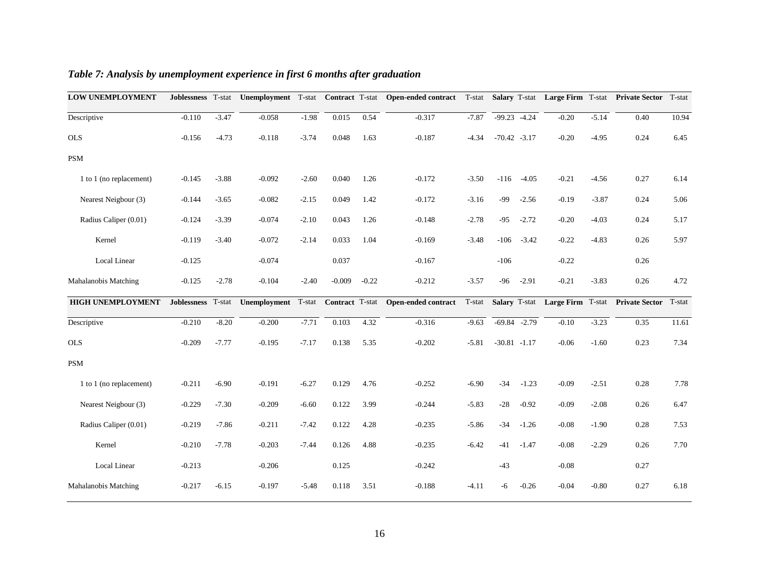***Table 7: Analysis by unemployment experience in first 6 months after graduation***

| **LOW UNEMPLOYMENT** | **Joblessness** | T-stat | **Unemployment** | T-stat | **Contract** | T-stat | **Open-ended contract** | T-stat | **Salary** | T-stat | **Large Firm** | T-stat | **Private Sector** | T-stat |
|---|---|---|---|---|---|---|---|---|---|---|---|---|---|---|
| Descriptive | -0.110 | -3.47 | -0.058 | -1.98 | 0.015 | 0.54 | -0.317 | -7.87 | -99.23 | -4.24 | -0.20 | -5.14 | 0.40 | 10.94 |
| OLS | -0.156 | -4.73 | -0.118 | -3.74 | 0.048 | 1.63 | -0.187 | -4.34 | -70.42 | -3.17 | -0.20 | -4.95 | 0.24 | 6.45 |
| PSM | | | | | | | | | | | | | | |
| 1 to 1 (no replacement) | -0.145 | -3.88 | -0.092 | -2.60 | 0.040 | 1.26 | -0.172 | -3.50 | -116 | -4.05 | -0.21 | -4.56 | 0.27 | 6.14 |
| Nearest Neigbour (3) | -0.144 | -3.65 | -0.082 | -2.15 | 0.049 | 1.42 | -0.172 | -3.16 | -99 | -2.56 | -0.19 | -3.87 | 0.24 | 5.06 |
| Radius Caliper (0.01) | -0.124 | -3.39 | -0.074 | -2.10 | 0.043 | 1.26 | -0.148 | -2.78 | -95 | -2.72 | -0.20 | -4.03 | 0.24 | 5.17 |
| Kernel | -0.119 | -3.40 | -0.072 | -2.14 | 0.033 | 1.04 | -0.169 | -3.48 | -106 | -3.42 | -0.22 | -4.83 | 0.26 | 5.97 |
| Local Linear | -0.125 | | -0.074 | | 0.037 | | -0.167 | | -106 | | -0.22 | | 0.26 | |
| Mahalanobis Matching | -0.125 | -2.78 | -0.104 | -2.40 | -0.009 | -0.22 | -0.212 | -3.57 | -96 | -2.91 | -0.21 | -3.83 | 0.26 | 4.72 |
| **HIGH UNEMPLOYMENT** | **Joblessness** | T-stat | **Unemployment** | T-stat | **Contract** | T-stat | **Open-ended contract** | T-stat | **Salary** | T-stat | **Large Firm** | T-stat | **Private Sector** | T-stat |
| Descriptive | -0.210 | -8.20 | -0.200 | -7.71 | 0.103 | 4.32 | -0.316 | -9.63 | -69.84 | -2.79 | -0.10 | -3.23 | 0.35 | 11.61 |
| OLS | -0.209 | -7.77 | -0.195 | -7.17 | 0.138 | 5.35 | -0.202 | -5.81 | -30.81 | -1.17 | -0.06 | -1.60 | 0.23 | 7.34 |
| PSM | | | | | | | | | | | | | | |
| 1 to 1 (no replacement) | -0.211 | -6.90 | -0.191 | -6.27 | 0.129 | 4.76 | -0.252 | -6.90 | -34 | -1.23 | -0.09 | -2.51 | 0.28 | 7.78 |
| Nearest Neigbour (3) | -0.229 | -7.30 | -0.209 | -6.60 | 0.122 | 3.99 | -0.244 | -5.83 | -28 | -0.92 | -0.09 | -2.08 | 0.26 | 6.47 |
| Radius Caliper (0.01) | -0.219 | -7.86 | -0.211 | -7.42 | 0.122 | 4.28 | -0.235 | -5.86 | -34 | -1.26 | -0.08 | -1.90 | 0.28 | 7.53 |
| Kernel | -0.210 | -7.78 | -0.203 | -7.44 | 0.126 | 4.88 | -0.235 | -6.42 | -41 | -1.47 | -0.08 | -2.29 | 0.26 | 7.70 |
| Local Linear | -0.213 | | -0.206 | | 0.125 | | -0.242 | | -43 | | -0.08 | | 0.27 | |
| Mahalanobis Matching | -0.217 | -6.15 | -0.197 | -5.48 | 0.118 | 3.51 | -0.188 | -4.11 | -6 | -0.26 | -0.04 | -0.80 | 0.27 | 6.18 |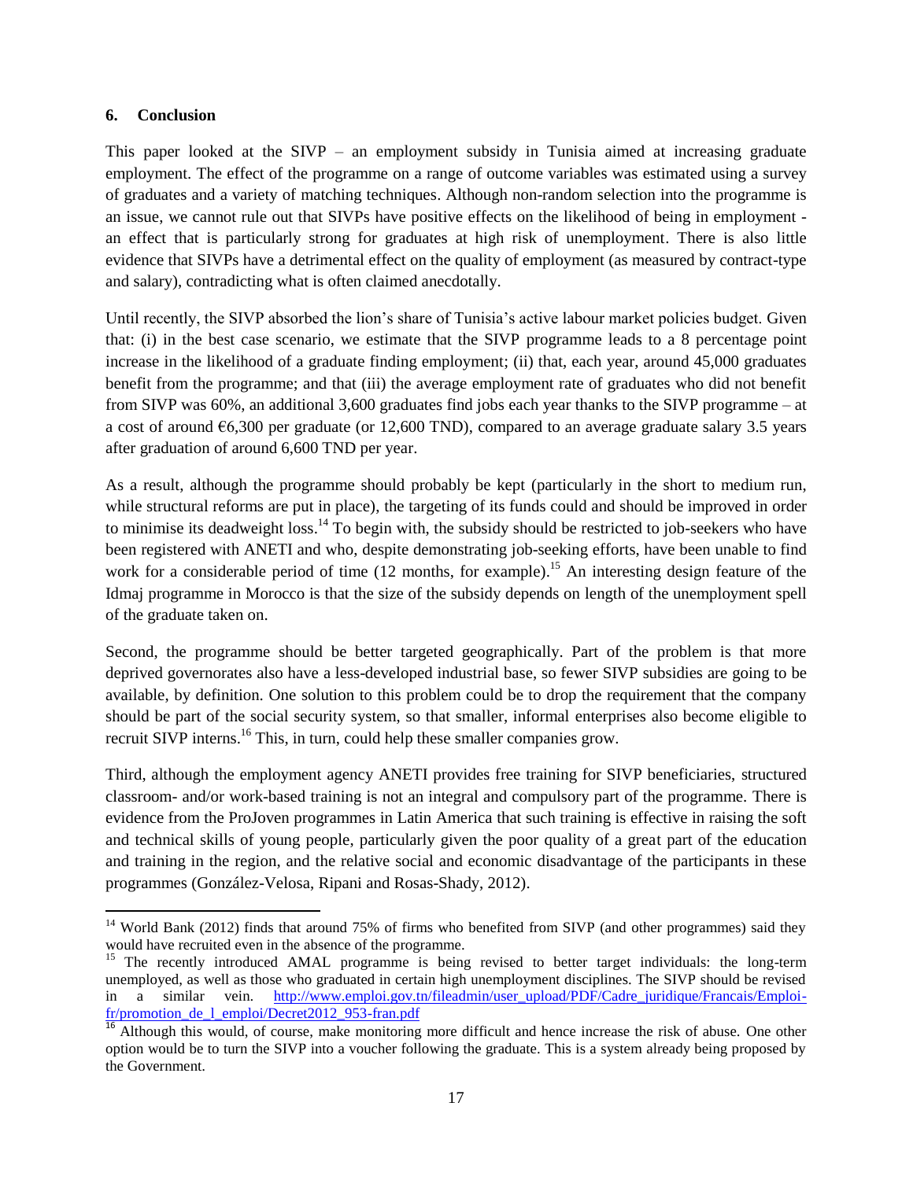## 6. Conclusion

This paper looked at the SIVP – an employment subsidy in Tunisia aimed at increasing graduate employment. The effect of the programme on a range of outcome variables was estimated using a survey of graduates and a variety of matching techniques. Although non-random selection into the programme is an issue, we cannot rule out that SIVPs have positive effects on the likelihood of being in employment - an effect that is particularly strong for graduates at high risk of unemployment. There is also little evidence that SIVPs have a detrimental effect on the quality of employment (as measured by contract-type and salary), contradicting what is often claimed anecdotally.

Until recently, the SIVP absorbed the lion's share of Tunisia's active labour market policies budget. Given that: (i) in the best case scenario, we estimate that the SIVP programme leads to a 8 percentage point increase in the likelihood of a graduate finding employment; (ii) that, each year, around 45,000 graduates benefit from the programme; and that (iii) the average employment rate of graduates who did not benefit from SIVP was 60%, an additional 3,600 graduates find jobs each year thanks to the SIVP programme – at a cost of around €6,300 per graduate (or 12,600 TND), compared to an average graduate salary 3.5 years after graduation of around 6,600 TND per year.

As a result, although the programme should probably be kept (particularly in the short to medium run, while structural reforms are put in place), the targeting of its funds could and should be improved in order to minimise its deadweight loss.[14] To begin with, the subsidy should be restricted to job-seekers who have been registered with ANETI and who, despite demonstrating job-seeking efforts, have been unable to find work for a considerable period of time (12 months, for example).[15] An interesting design feature of the Idmaj programme in Morocco is that the size of the subsidy depends on length of the unemployment spell of the graduate taken on.

Second, the programme should be better targeted geographically. Part of the problem is that more deprived governorates also have a less-developed industrial base, so fewer SIVP subsidies are going to be available, by definition. One solution to this problem could be to drop the requirement that the company should be part of the social security system, so that smaller, informal enterprises also become eligible to recruit SIVP interns.[16] This, in turn, could help these smaller companies grow.

Third, although the employment agency ANETI provides free training for SIVP beneficiaries, structured classroom- and/or work-based training is not an integral and compulsory part of the programme. There is evidence from the ProJoven programmes in Latin America that such training is effective in raising the soft and technical skills of young people, particularly given the poor quality of a great part of the education and training in the region, and the relative social and economic disadvantage of the participants in these programmes (González-Velosa, Ripani and Rosas-Shady, 2012).

---

[14] World Bank (2012) finds that around 75% of firms who benefited from SIVP (and other programmes) said they would have recruited even in the absence of the programme.

[15] The recently introduced AMAL programme is being revised to better target individuals: the long-term unemployed, as well as those who graduated in certain high unemployment disciplines. The SIVP should be revised in a similar vein. http://www.emploi.gov.tn/fileadmin/user_upload/PDF/Cadre_juridique/Francais/Emploi-fr/promotion_de_l_emploi/Decret2012_953-fran.pdf

[16] Although this would, of course, make monitoring more difficult and hence increase the risk of abuse. One other option would be to turn the SIVP into a voucher following the graduate. This is a system already being proposed by the Government.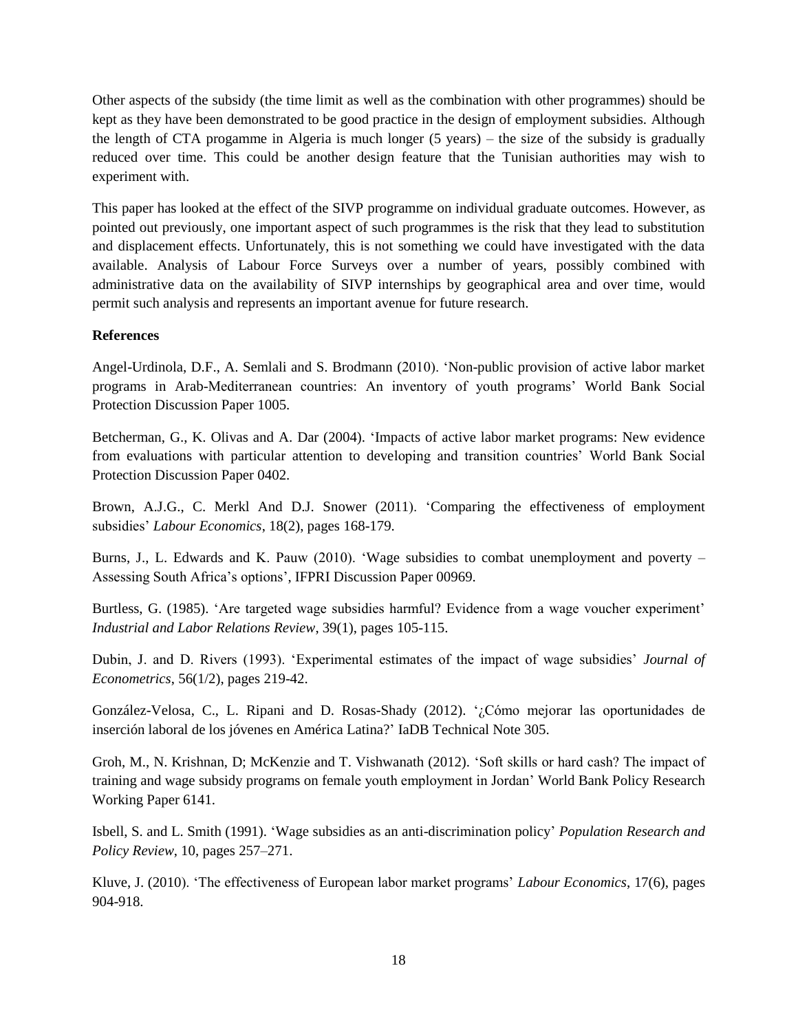Other aspects of the subsidy (the time limit as well as the combination with other programmes) should be kept as they have been demonstrated to be good practice in the design of employment subsidies. Although the length of CTA progamme in Algeria is much longer (5 years) – the size of the subsidy is gradually reduced over time. This could be another design feature that the Tunisian authorities may wish to experiment with.

This paper has looked at the effect of the SIVP programme on individual graduate outcomes. However, as pointed out previously, one important aspect of such programmes is the risk that they lead to substitution and displacement effects. Unfortunately, this is not something we could have investigated with the data available. Analysis of Labour Force Surveys over a number of years, possibly combined with administrative data on the availability of SIVP internships by geographical area and over time, would permit such analysis and represents an important avenue for future research.

**References**

Angel-Urdinola, D.F., A. Semlali and S. Brodmann (2010). 'Non-public provision of active labor market programs in Arab-Mediterranean countries: An inventory of youth programs' World Bank Social Protection Discussion Paper 1005.

Betcherman, G., K. Olivas and A. Dar (2004). 'Impacts of active labor market programs: New evidence from evaluations with particular attention to developing and transition countries' World Bank Social Protection Discussion Paper 0402.

Brown, A.J.G., C. Merkl And D.J. Snower (2011). 'Comparing the effectiveness of employment subsidies' *Labour Economics*, 18(2), pages 168-179.

Burns, J., L. Edwards and K. Pauw (2010). 'Wage subsidies to combat unemployment and poverty – Assessing South Africa's options', IFPRI Discussion Paper 00969.

Burtless, G. (1985). 'Are targeted wage subsidies harmful? Evidence from a wage voucher experiment' *Industrial and Labor Relations Review*, 39(1), pages 105-115.

Dubin, J. and D. Rivers (1993). 'Experimental estimates of the impact of wage subsidies' *Journal of Econometrics*, 56(1/2), pages 219-42.

González-Velosa, C., L. Ripani and D. Rosas-Shady (2012). '¿Cómo mejorar las oportunidades de inserción laboral de los jóvenes en América Latina?' IaDB Technical Note 305.

Groh, M., N. Krishnan, D; McKenzie and T. Vishwanath (2012). 'Soft skills or hard cash? The impact of training and wage subsidy programs on female youth employment in Jordan' World Bank Policy Research Working Paper 6141.

Isbell, S. and L. Smith (1991). 'Wage subsidies as an anti-discrimination policy' *Population Research and Policy Review*, 10, pages 257–271.

Kluve, J. (2010). 'The effectiveness of European labor market programs' *Labour Economics*, 17(6), pages 904-918.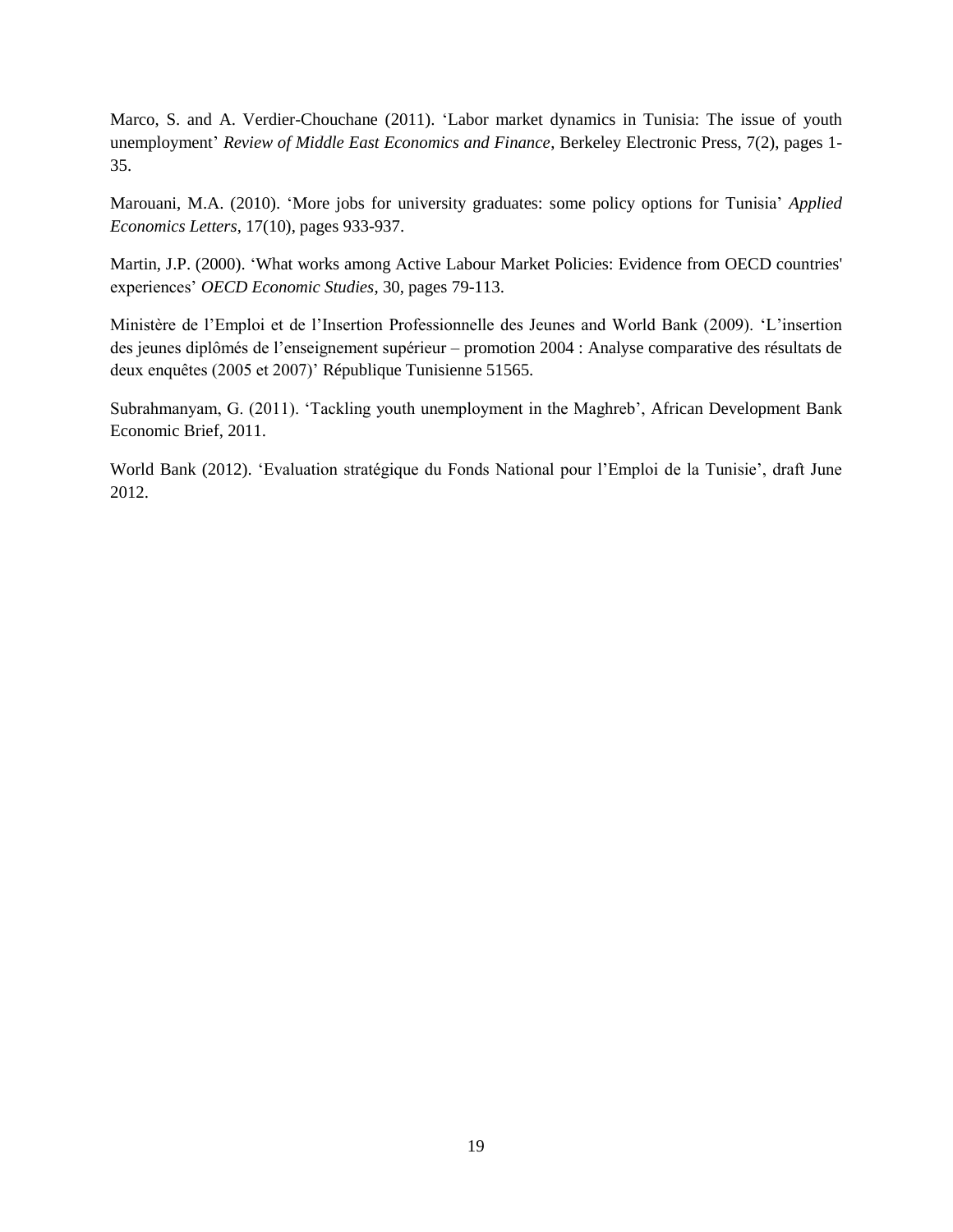Marco, S. and A. Verdier-Chouchane (2011). 'Labor market dynamics in Tunisia: The issue of youth unemployment' *Review of Middle East Economics and Finance*, Berkeley Electronic Press, 7(2), pages 1-35.

Marouani, M.A. (2010). 'More jobs for university graduates: some policy options for Tunisia' *Applied Economics Letters*, 17(10), pages 933-937.

Martin, J.P. (2000). 'What works among Active Labour Market Policies: Evidence from OECD countries' experiences' *OECD Economic Studies*, 30, pages 79-113.

Ministère de l'Emploi et de l'Insertion Professionnelle des Jeunes and World Bank (2009). 'L'insertion des jeunes diplômés de l'enseignement supérieur – promotion 2004 : Analyse comparative des résultats de deux enquêtes (2005 et 2007)' République Tunisienne 51565.

Subrahmanyam, G. (2011). 'Tackling youth unemployment in the Maghreb', African Development Bank Economic Brief, 2011.

World Bank (2012). 'Evaluation stratégique du Fonds National pour l'Emploi de la Tunisie', draft June 2012.